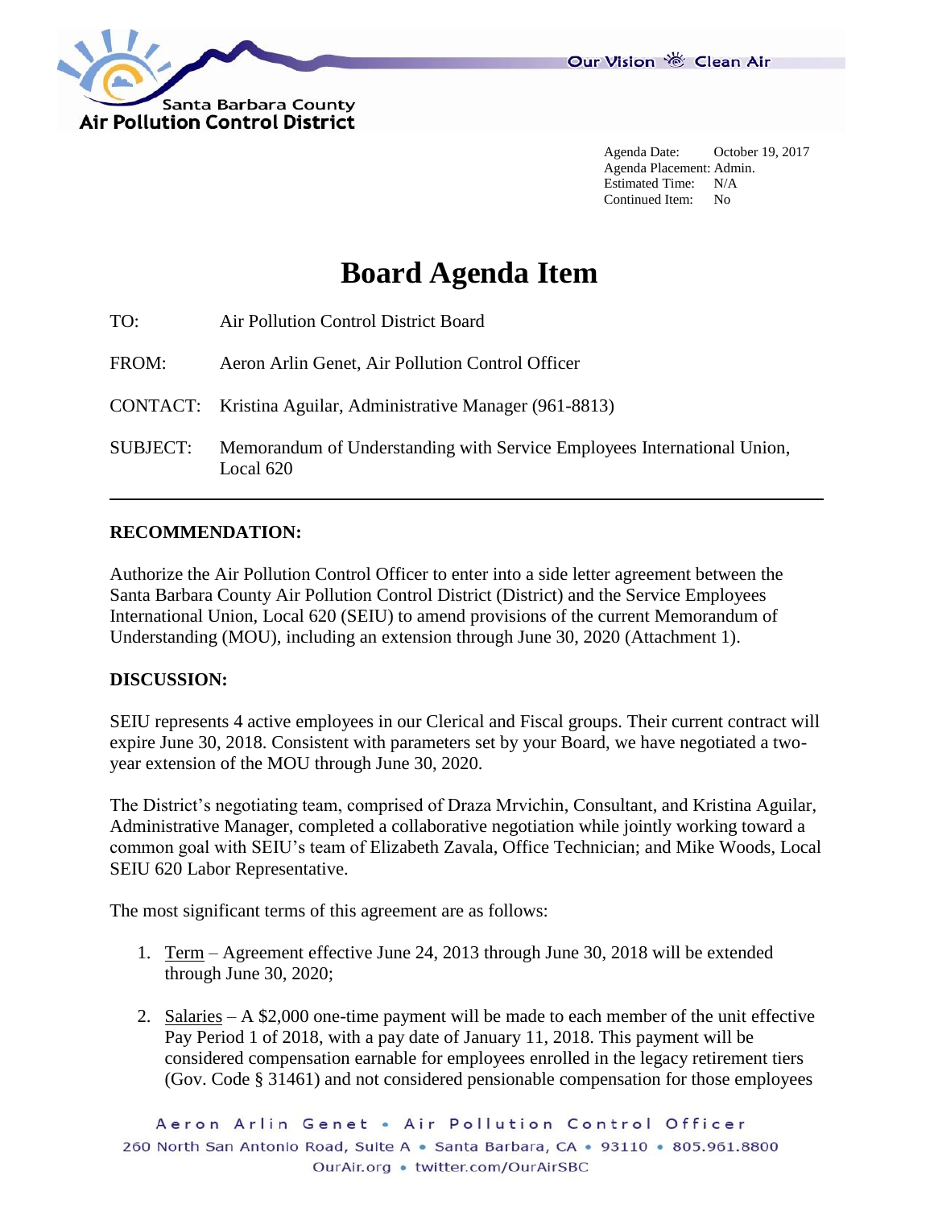Santa Barbara County
Air Pollution Control District

Our Vision Clean Air

Agenda Date: October 19, 2017
Agenda Placement: Admin.
Estimated Time: N/A
Continued Item: No

# Board Agenda Item

TO: Air Pollution Control District Board

FROM: Aeron Arlin Genet, Air Pollution Control Officer

CONTACT: Kristina Aguilar, Administrative Manager (961-8813)

SUBJECT: Memorandum of Understanding with Service Employees International Union, Local 620

---

## RECOMMENDATION:

Authorize the Air Pollution Control Officer to enter into a side letter agreement between the Santa Barbara County Air Pollution Control District (District) and the Service Employees International Union, Local 620 (SEIU) to amend provisions of the current Memorandum of Understanding (MOU), including an extension through June 30, 2020 (Attachment 1).

## DISCUSSION:

SEIU represents 4 active employees in our Clerical and Fiscal groups. Their current contract will expire June 30, 2018. Consistent with parameters set by your Board, we have negotiated a two-year extension of the MOU through June 30, 2020.

The District's negotiating team, comprised of Draza Mrvichin, Consultant, and Kristina Aguilar, Administrative Manager, completed a collaborative negotiation while jointly working toward a common goal with SEIU's team of Elizabeth Zavala, Office Technician; and Mike Woods, Local SEIU 620 Labor Representative.

The most significant terms of this agreement are as follows:

1. Term – Agreement effective June 24, 2013 through June 30, 2018 will be extended through June 30, 2020;

2. Salaries – A $2,000 one-time payment will be made to each member of the unit effective Pay Period 1 of 2018, with a pay date of January 11, 2018. This payment will be considered compensation earnable for employees enrolled in the legacy retirement tiers (Gov. Code § 31461) and not considered pensionable compensation for those employees

Aeron Arlin Genet • Air Pollution Control Officer
260 North San Antonio Road, Suite A • Santa Barbara, CA • 93110 • 805.961.8800
OurAir.org • twitter.com/OurAirSBC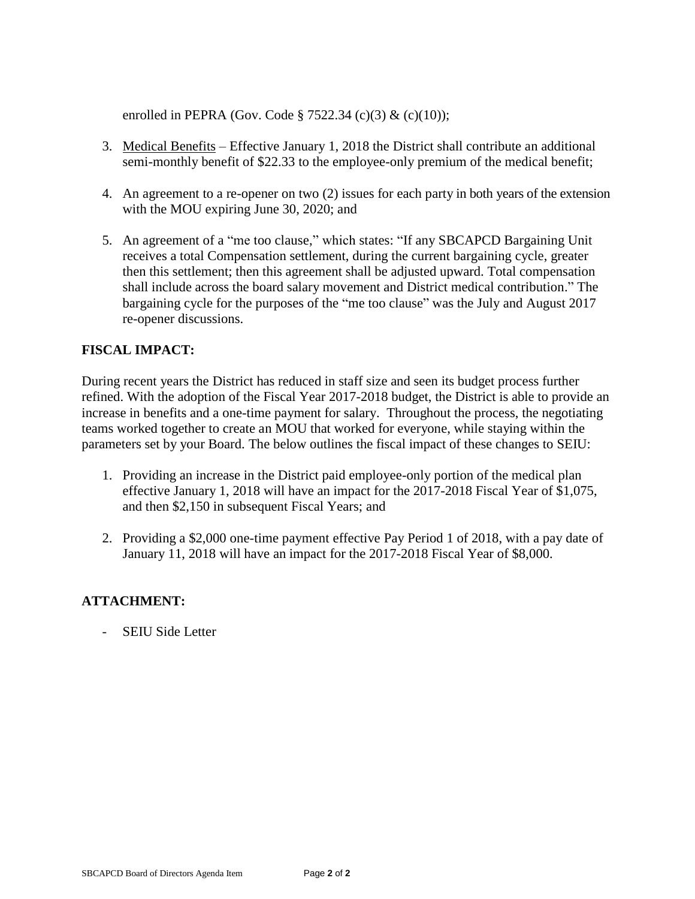enrolled in PEPRA (Gov. Code § 7522.34 (c)(3) & (c)(10));

3. Medical Benefits – Effective January 1, 2018 the District shall contribute an additional semi-monthly benefit of $22.33 to the employee-only premium of the medical benefit;

4. An agreement to a re-opener on two (2) issues for each party in both years of the extension with the MOU expiring June 30, 2020; and

5. An agreement of a "me too clause," which states: "If any SBCAPCD Bargaining Unit receives a total Compensation settlement, during the current bargaining cycle, greater then this settlement; then this agreement shall be adjusted upward. Total compensation shall include across the board salary movement and District medical contribution." The bargaining cycle for the purposes of the "me too clause" was the July and August 2017 re-opener discussions.

**FISCAL IMPACT:**

During recent years the District has reduced in staff size and seen its budget process further refined. With the adoption of the Fiscal Year 2017-2018 budget, the District is able to provide an increase in benefits and a one-time payment for salary. Throughout the process, the negotiating teams worked together to create an MOU that worked for everyone, while staying within the parameters set by your Board. The below outlines the fiscal impact of these changes to SEIU:

1. Providing an increase in the District paid employee-only portion of the medical plan effective January 1, 2018 will have an impact for the 2017-2018 Fiscal Year of $1,075, and then $2,150 in subsequent Fiscal Years; and

2. Providing a $2,000 one-time payment effective Pay Period 1 of 2018, with a pay date of January 11, 2018 will have an impact for the 2017-2018 Fiscal Year of $8,000.

**ATTACHMENT:**

- SEIU Side Letter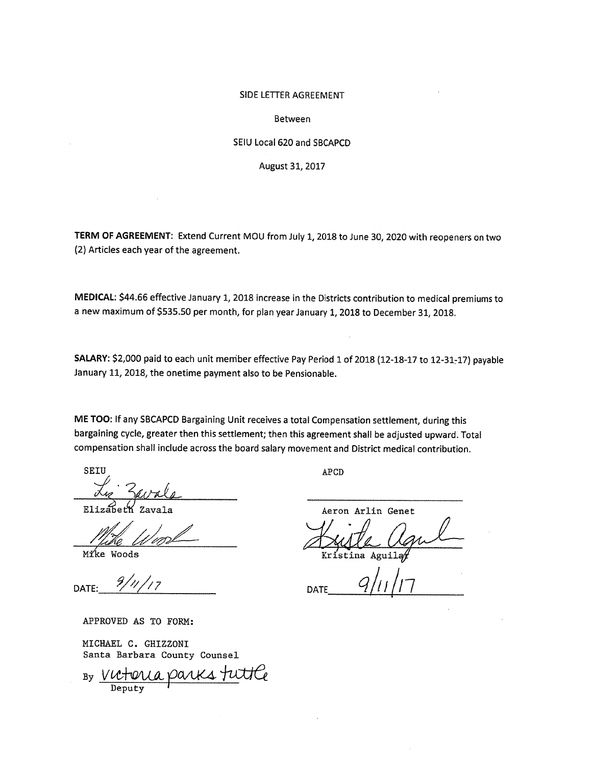SIDE LETTER AGREEMENT

Between

SEIU Local 620 and SBCAPCD

August 31, 2017

**TERM OF AGREEMENT:** Extend Current MOU from July 1, 2018 to June 30, 2020 with reopeners on two (2) Articles each year of the agreement.

**MEDICAL:** $44.66 effective January 1, 2018 increase in the Districts contribution to medical premiums to a new maximum of $535.50 per month, for plan year January 1, 2018 to December 31, 2018.

**SALARY:** $2,000 paid to each unit member effective Pay Period 1 of 2018 (12-18-17 to 12-31-17) payable January 11, 2018, the onetime payment also to be Pensionable.

**ME TOO:** If any SBCAPCD Bargaining Unit receives a total Compensation settlement, during this bargaining cycle, greater then this settlement; then this agreement shall be adjusted upward. Total compensation shall include across the board salary movement and District medical contribution.

SEIU

Liz Zavala

Elizabeth Zavala

Mike Woods

Mike Woods

DATE: 9/11/17

APCD

\_\_\_\_\_\_\_\_\_\_\_\_\_\_\_\_\_\_\_\_\_\_\_\_

Aeron Arlin Genet

Kristina Aguilar

Kristina Aguilar

DATE 9/11/17

APPROVED AS TO FORM:

MICHAEL C. GHIZZONI
Santa Barbara County Counsel

By Victoria Parks Tuttle
Deputy